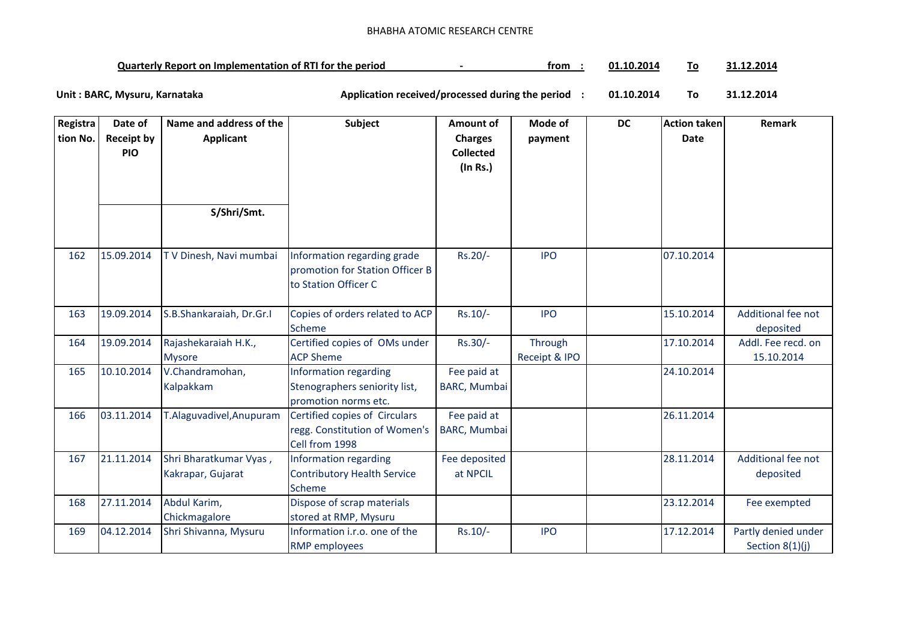BHABHA ATOMIC RESEARCH CENTRE

**Quarterly Report on Implementation of RTI for the period - from : 01.10.2014 To 31.12.2014**

**Unit : BARC, Mysuru, Karnataka** **Application received/processed during the period : 01.10.2014 To 31.12.2014**

| Registration No. | Date of Receipt by PIO | Name and address of the Applicant S/Shri/Smt. | Subject | Amount of Charges Collected (In Rs.) | Mode of payment | DC | Action taken Date | Remark |
|---|---|---|---|---|---|---|---|---|
| 162 | 15.09.2014 | T V Dinesh, Navi mumbai | Information regarding grade promotion for Station Officer B to Station Officer C | Rs.20/- | IPO | | 07.10.2014 | |
| 163 | 19.09.2014 | S.B.Shankaraiah, Dr.Gr.I | Copies of orders related to ACP Scheme | Rs.10/- | IPO | | 15.10.2014 | Additional fee not deposited |
| 164 | 19.09.2014 | Rajashekaraiah H.K., Mysore | Certified copies of OMs under ACP Sheme | Rs.30/- | Through Receipt & IPO | | 17.10.2014 | Addl. Fee recd. on 15.10.2014 |
| 165 | 10.10.2014 | V.Chandramohan, Kalpakkam | Information regarding Stenographers seniority list, promotion norms etc. | Fee paid at BARC, Mumbai | | | 24.10.2014 | |
| 166 | 03.11.2014 | T.Alaguvadivel,Anupuram | Certified copies of Circulars regg. Constitution of Women's Cell from 1998 | Fee paid at BARC, Mumbai | | | 26.11.2014 | |
| 167 | 21.11.2014 | Shri Bharatkumar Vyas , Kakrapar, Gujarat | Information regarding Contributory Health Service Scheme | Fee deposited at NPCIL | | | 28.11.2014 | Additional fee not deposited |
| 168 | 27.11.2014 | Abdul Karim, Chickmagalore | Dispose of scrap materials stored at RMP, Mysuru | | | | 23.12.2014 | Fee exempted |
| 169 | 04.12.2014 | Shri Shivanna, Mysuru | Information i.r.o. one of the RMP employees | Rs.10/- | IPO | | 17.12.2014 | Partly denied under Section 8(1)(j) |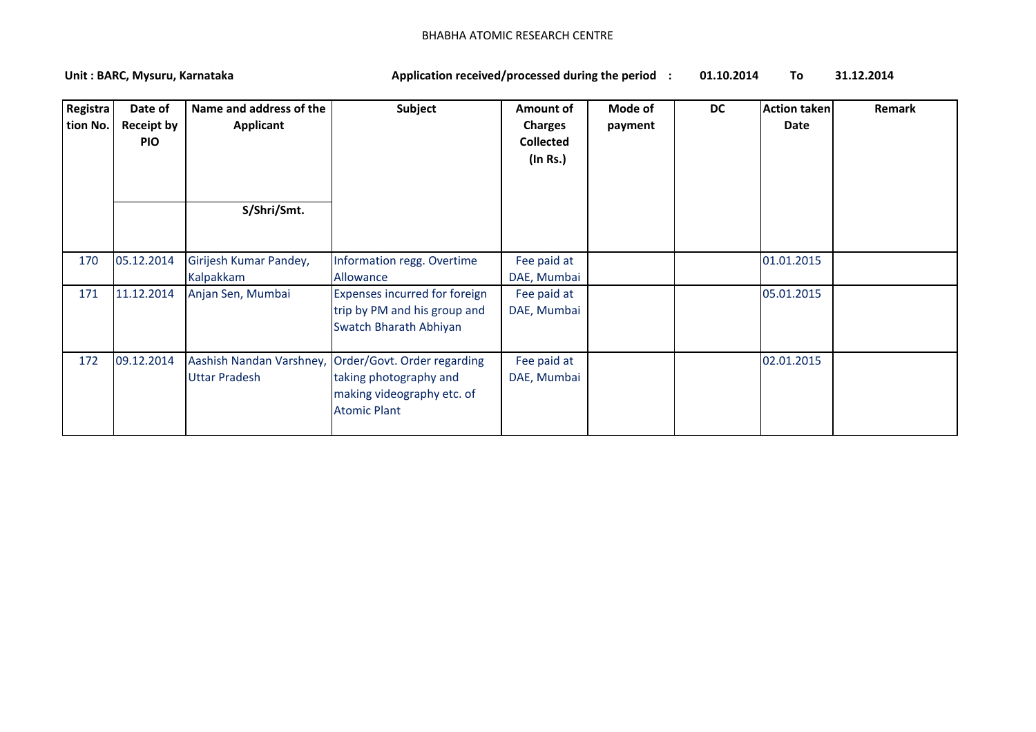BHABHA ATOMIC RESEARCH CENTRE

**Unit : BARC, Mysuru, Karnataka** **Application received/processed during the period : 01.10.2014 To 31.12.2014**

| Registration No. | Date of Receipt by PIO | Name and address of the Applicant S/Shri/Smt. | Subject | Amount of Charges Collected (In Rs.) | Mode of payment | DC | Action taken Date | Remark |
|---|---|---|---|---|---|---|---|---|
| 170 | 05.12.2014 | Girijesh Kumar Pandey, Kalpakkam | Information regg. Overtime Allowance | Fee paid at DAE, Mumbai | | | 01.01.2015 | |
| 171 | 11.12.2014 | Anjan Sen, Mumbai | Expenses incurred for foreign trip by PM and his group and Swatch Bharath Abhiyan | Fee paid at DAE, Mumbai | | | 05.01.2015 | |
| 172 | 09.12.2014 | Aashish Nandan Varshney, Uttar Pradesh | Order/Govt. Order regarding taking photography and making videography etc. of Atomic Plant | Fee paid at DAE, Mumbai | | | 02.01.2015 | |